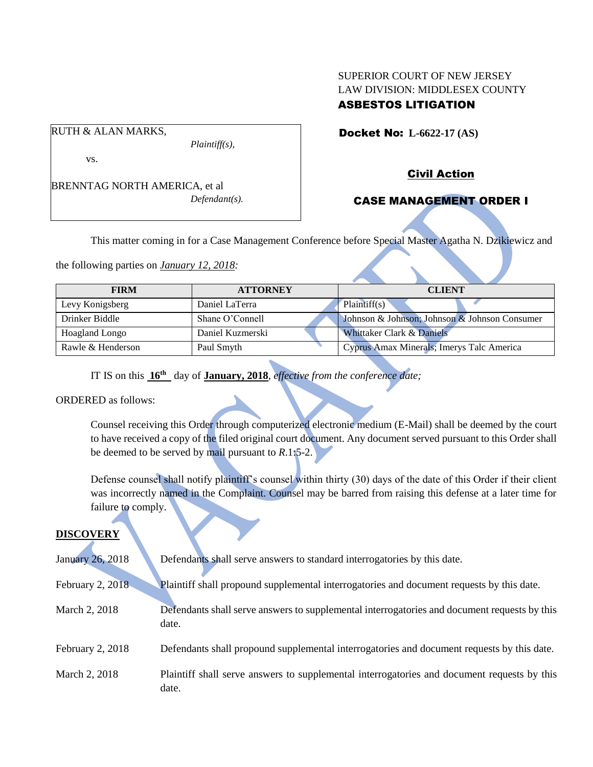SUPERIOR COURT OF NEW JERSEY
LAW DIVISION: MIDDLESEX COUNTY
**ASBESTOS LITIGATION**

RUTH & ALAN MARKS,
*Plaintiff(s),*

vs.

BRENNTAG NORTH AMERICA, et al
*Defendant(s).*

**Docket No: L-6622-17 (AS)**

**Civil Action**

**CASE MANAGEMENT ORDER I**

This matter coming in for a Case Management Conference before Special Master Agatha N. Dzikiewicz and the following parties on *January 12, 2018:*

| FIRM | ATTORNEY | CLIENT |
|---|---|---|
| Levy Konigsberg | Daniel LaTerra | Plaintiff(s) |
| Drinker Biddle | Shane O'Connell | Johnson & Johnson; Johnson & Johnson Consumer |
| Hoagland Longo | Daniel Kuzmerski | Whittaker Clark & Daniels |
| Rawle & Henderson | Paul Smyth | Cyprus Amax Minerals; Imerys Talc America |

IT IS on this **16th** day of **January, 2018**, *effective from the conference date;*

ORDERED as follows:

Counsel receiving this Order through computerized electronic medium (E-Mail) shall be deemed by the court to have received a copy of the filed original court document. Any document served pursuant to this Order shall be deemed to be served by mail pursuant to *R*.1:5-2.

Defense counsel shall notify plaintiff's counsel within thirty (30) days of the date of this Order if their client was incorrectly named in the Complaint. Counsel may be barred from raising this defense at a later time for failure to comply.

**DISCOVERY**

| | |
|---|---|
| January 26, 2018 | Defendants shall serve answers to standard interrogatories by this date. |
| February 2, 2018 | Plaintiff shall propound supplemental interrogatories and document requests by this date. |
| March 2, 2018 | Defendants shall serve answers to supplemental interrogatories and document requests by this date. |
| February 2, 2018 | Defendants shall propound supplemental interrogatories and document requests by this date. |
| March 2, 2018 | Plaintiff shall serve answers to supplemental interrogatories and document requests by this date. |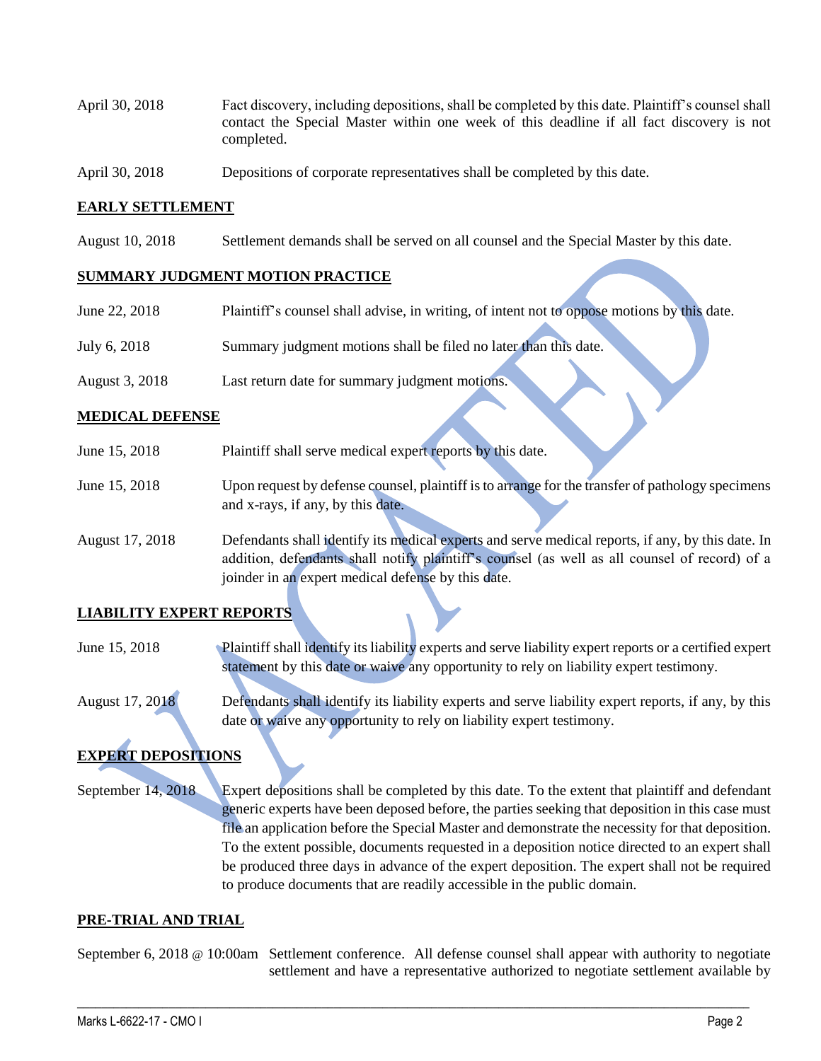| | |
|---|---|
| April 30, 2018 | Fact discovery, including depositions, shall be completed by this date. Plaintiff's counsel shall contact the Special Master within one week of this deadline if all fact discovery is not completed. |
| April 30, 2018 | Depositions of corporate representatives shall be completed by this date. |

## EARLY SETTLEMENT

| | |
|---|---|
| August 10, 2018 | Settlement demands shall be served on all counsel and the Special Master by this date. |

## SUMMARY JUDGMENT MOTION PRACTICE

| | |
|---|---|
| June 22, 2018 | Plaintiff's counsel shall advise, in writing, of intent not to oppose motions by this date. |
| July 6, 2018 | Summary judgment motions shall be filed no later than this date. |
| August 3, 2018 | Last return date for summary judgment motions. |

## MEDICAL DEFENSE

| | |
|---|---|
| June 15, 2018 | Plaintiff shall serve medical expert reports by this date. |
| June 15, 2018 | Upon request by defense counsel, plaintiff is to arrange for the transfer of pathology specimens and x-rays, if any, by this date. |
| August 17, 2018 | Defendants shall identify its medical experts and serve medical reports, if any, by this date. In addition, defendants shall notify plaintiff's counsel (as well as all counsel of record) of a joinder in an expert medical defense by this date. |

## LIABILITY EXPERT REPORTS

| | |
|---|---|
| June 15, 2018 | Plaintiff shall identify its liability experts and serve liability expert reports or a certified expert statement by this date or waive any opportunity to rely on liability expert testimony. |
| August 17, 2018 | Defendants shall identify its liability experts and serve liability expert reports, if any, by this date or waive any opportunity to rely on liability expert testimony. |

## EXPERT DEPOSITIONS

| | |
|---|---|
| September 14, 2018 | Expert depositions shall be completed by this date. To the extent that plaintiff and defendant generic experts have been deposed before, the parties seeking that deposition in this case must file an application before the Special Master and demonstrate the necessity for that deposition. To the extent possible, documents requested in a deposition notice directed to an expert shall be produced three days in advance of the expert deposition. The expert shall not be required to produce documents that are readily accessible in the public domain. |

## PRE-TRIAL AND TRIAL

| | |
|---|---|
| September 6, 2018 @ 10:00am | Settlement conference. All defense counsel shall appear with authority to negotiate settlement and have a representative authorized to negotiate settlement available by |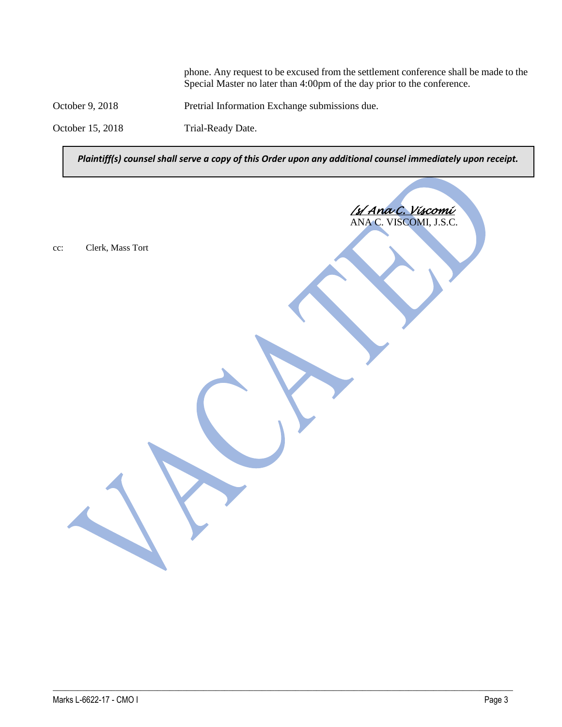phone. Any request to be excused from the settlement conference shall be made to the Special Master no later than 4:00pm of the day prior to the conference.

| | |
|---|---|
| October 9, 2018 | Pretrial Information Exchange submissions due. |
| October 15, 2018 | Trial-Ready Date. |

***Plaintiff(s) counsel shall serve a copy of this Order upon any additional counsel immediately upon receipt.***

/s/ Ana C. Viscomi
ANA C. VISCOMI, J.S.C.

cc: Clerk, Mass Tort

VACATED